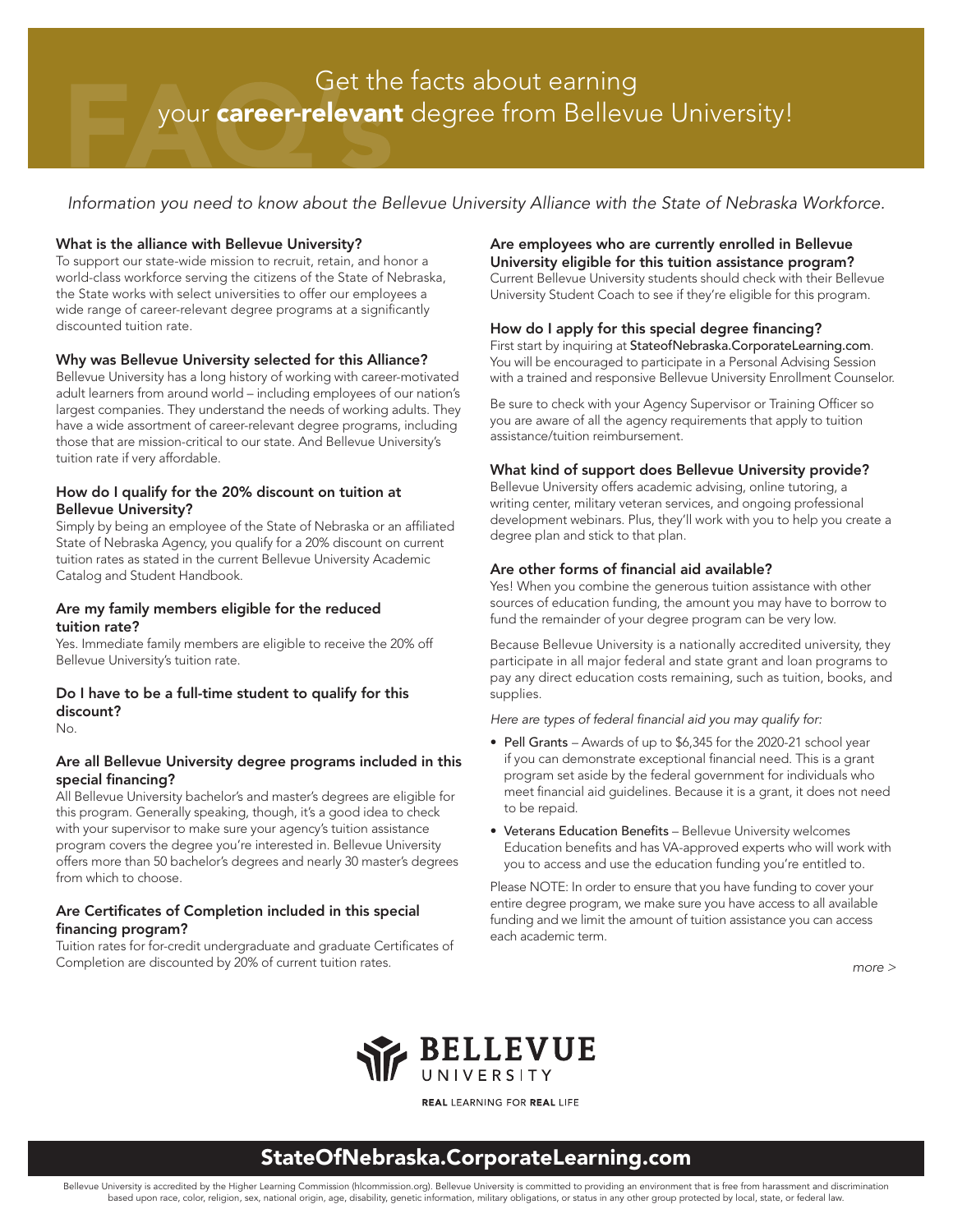# Get the facts about earning your **career-relevant** degree from Bellevue University!

*Information you need to know about the Bellevue University Alliance with the State of Nebraska Workforce.*

### What is the alliance with Bellevue University?

To support our state-wide mission to recruit, retain, and honor a world-class workforce serving the citizens of the State of Nebraska, the State works with select universities to offer our employees a wide range of career-relevant degree programs at a significantly discounted tuition rate.

### Why was Bellevue University selected for this Alliance?

Bellevue University has a long history of working with career-motivated adult learners from around world – including employees of our nation's largest companies. They understand the needs of working adults. They have a wide assortment of career-relevant degree programs, including those that are mission-critical to our state. And Bellevue University's tuition rate if very affordable.

### How do I qualify for the 20% discount on tuition at Bellevue University?

Simply by being an employee of the State of Nebraska or an affiliated State of Nebraska Agency, you qualify for a 20% discount on current tuition rates as stated in the current Bellevue University Academic Catalog and Student Handbook.

### Are my family members eligible for the reduced tuition rate?

Yes. Immediate family members are eligible to receive the 20% off Bellevue University's tuition rate.

### Do I have to be a full-time student to qualify for this discount?

No.

### Are all Bellevue University degree programs included in this special financing?

All Bellevue University bachelor's and master's degrees are eligible for this program. Generally speaking, though, it's a good idea to check with your supervisor to make sure your agency's tuition assistance program covers the degree you're interested in. Bellevue University offers more than 50 bachelor's degrees and nearly 30 master's degrees from which to choose.

### Are Certificates of Completion included in this special financing program?

Tuition rates for for-credit undergraduate and graduate Certificates of Completion are discounted by 20% of current tuition rates.

### Are employees who are currently enrolled in Bellevue University eligible for this tuition assistance program?

Current Bellevue University students should check with their Bellevue University Student Coach to see if they're eligible for this program.

### How do I apply for this special degree financing?

First start by inquiring at **StateofNebraska.CorporateLearning.com**. You will be encouraged to participate in a Personal Advising Session with a trained and responsive Bellevue University Enrollment Counselor.

Be sure to check with your Agency Supervisor or Training Officer so you are aware of all the agency requirements that apply to tuition assistance/tuition reimbursement.

### What kind of support does Bellevue University provide?

Bellevue University offers academic advising, online tutoring, a writing center, military veteran services, and ongoing professional development webinars. Plus, they'll work with you to help you create a degree plan and stick to that plan.

### Are other forms of financial aid available?

Yes! When you combine the generous tuition assistance with other sources of education funding, the amount you may have to borrow to fund the remainder of your degree program can be very low.

Because Bellevue University is a nationally accredited university, they participate in all major federal and state grant and loan programs to pay any direct education costs remaining, such as tuition, books, and supplies.

*Here are types of federal financial aid you may qualify for:*

- **Pell Grants** – Awards of up to $6,345 for the 2020-21 school year if you can demonstrate exceptional financial need. This is a grant program set aside by the federal government for individuals who meet financial aid guidelines. Because it is a grant, it does not need to be repaid.
- **Veterans Education Benefits** – Bellevue University welcomes Education benefits and has VA-approved experts who will work with you to access and use the education funding you're entitled to.

Please NOTE: In order to ensure that you have funding to cover your entire degree program, we make sure you have access to all available funding and we limit the amount of tuition assistance you can access each academic term.

*more >*

BELLEVUE UNIVERSITY

**REAL** LEARNING FOR **REAL** LIFE

## StateOfNebraska.CorporateLearning.com

Bellevue University is accredited by the Higher Learning Commission (hlcommission.org). Bellevue University is committed to providing an environment that is free from harassment and discrimination based upon race, color, religion, sex, national origin, age, disability, genetic information, military obligations, or status in any other group protected by local, state, or federal law.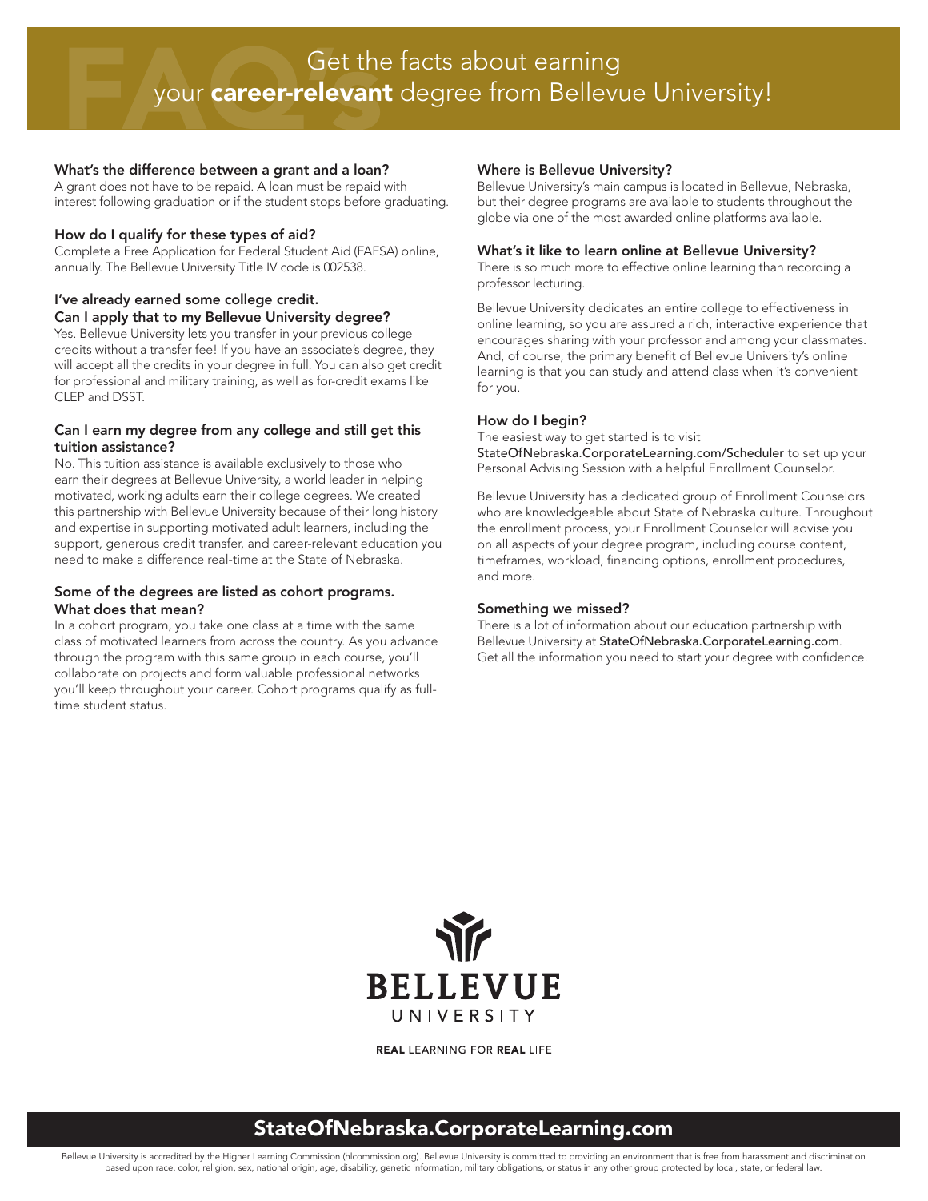# Get the facts about earning your **career-relevant** degree from Bellevue University!

### What's the difference between a grant and a loan?

A grant does not have to be repaid. A loan must be repaid with interest following graduation or if the student stops before graduating.

### How do I qualify for these types of aid?

Complete a Free Application for Federal Student Aid (FAFSA) online, annually. The Bellevue University Title IV code is 002538.

### I've already earned some college credit. Can I apply that to my Bellevue University degree?

Yes. Bellevue University lets you transfer in your previous college credits without a transfer fee! If you have an associate's degree, they will accept all the credits in your degree in full. You can also get credit for professional and military training, as well as for-credit exams like CLEP and DSST.

### Can I earn my degree from any college and still get this tuition assistance?

No. This tuition assistance is available exclusively to those who earn their degrees at Bellevue University, a world leader in helping motivated, working adults earn their college degrees. We created this partnership with Bellevue University because of their long history and expertise in supporting motivated adult learners, including the support, generous credit transfer, and career-relevant education you need to make a difference real-time at the State of Nebraska.

### Some of the degrees are listed as cohort programs. What does that mean?

In a cohort program, you take one class at a time with the same class of motivated learners from across the country. As you advance through the program with this same group in each course, you'll collaborate on projects and form valuable professional networks you'll keep throughout your career. Cohort programs qualify as full-time student status.

### Where is Bellevue University?

Bellevue University's main campus is located in Bellevue, Nebraska, but their degree programs are available to students throughout the globe via one of the most awarded online platforms available.

### What's it like to learn online at Bellevue University?

There is so much more to effective online learning than recording a professor lecturing.

Bellevue University dedicates an entire college to effectiveness in online learning, so you are assured a rich, interactive experience that encourages sharing with your professor and among your classmates. And, of course, the primary benefit of Bellevue University's online learning is that you can study and attend class when it's convenient for you.

### How do I begin?

The easiest way to get started is to visit StateOfNebraska.CorporateLearning.com/Scheduler to set up your Personal Advising Session with a helpful Enrollment Counselor.

Bellevue University has a dedicated group of Enrollment Counselors who are knowledgeable about State of Nebraska culture. Throughout the enrollment process, your Enrollment Counselor will advise you on all aspects of your degree program, including course content, timeframes, workload, financing options, enrollment procedures, and more.

### Something we missed?

There is a lot of information about our education partnership with Bellevue University at StateOfNebraska.CorporateLearning.com. Get all the information you need to start your degree with confidence.

BELLEVUE UNIVERSITY

**REAL** LEARNING FOR **REAL** LIFE

## StateOfNebraska.CorporateLearning.com

Bellevue University is accredited by the Higher Learning Commission (hlcommission.org). Bellevue University is committed to providing an environment that is free from harassment and discrimination based upon race, color, religion, sex, national origin, age, disability, genetic information, military obligations, or status in any other group protected by local, state, or federal law.